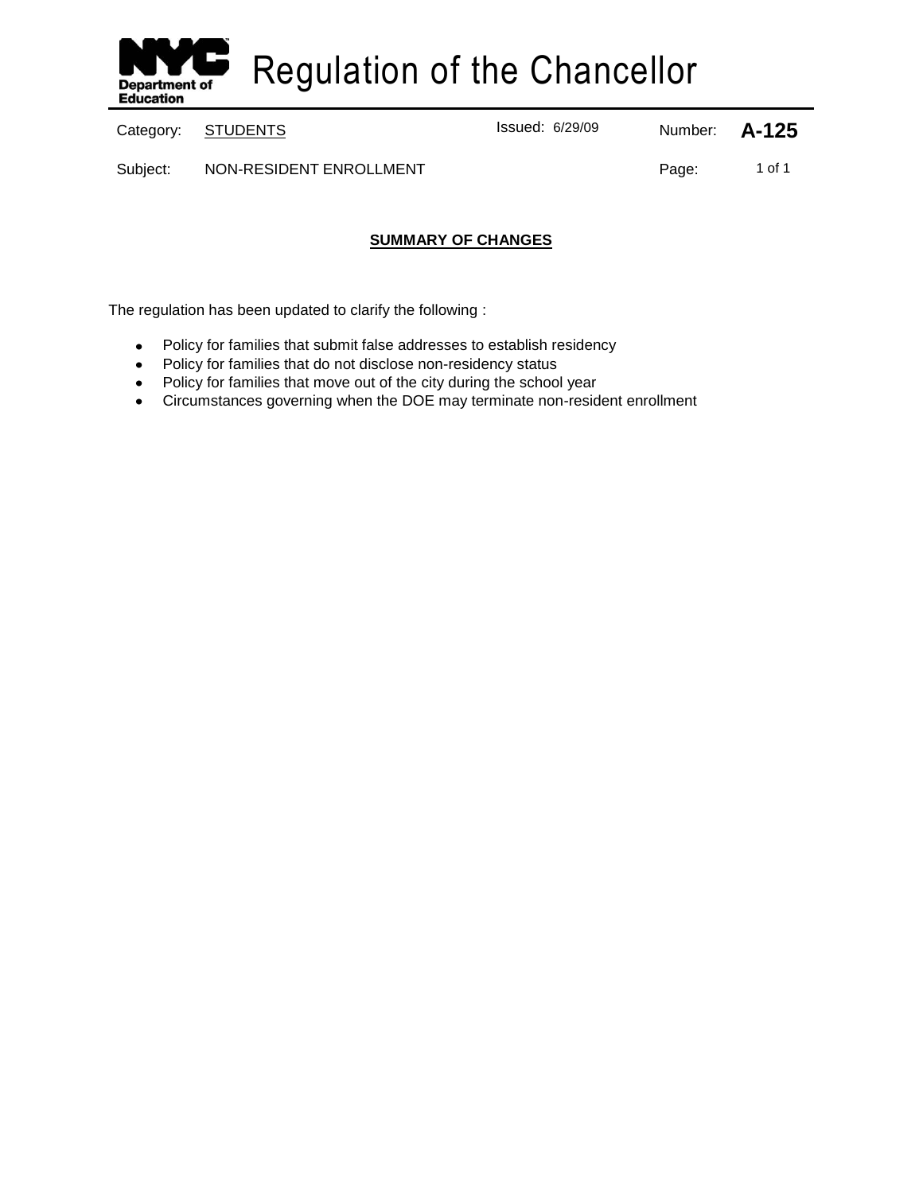# Regulation of the Chancellor

| Category: | STUDENTS | Issued: 6/29/09 | Number: | A-125 |
|---|---|---|---|---|
| Subject: | NON-RESIDENT ENROLLMENT | | Page: | 1 of 1 |

## SUMMARY OF CHANGES

The regulation has been updated to clarify the following :

- Policy for families that submit false addresses to establish residency
- Policy for families that do not disclose non-residency status
- Policy for families that move out of the city during the school year
- Circumstances governing when the DOE may terminate non-resident enrollment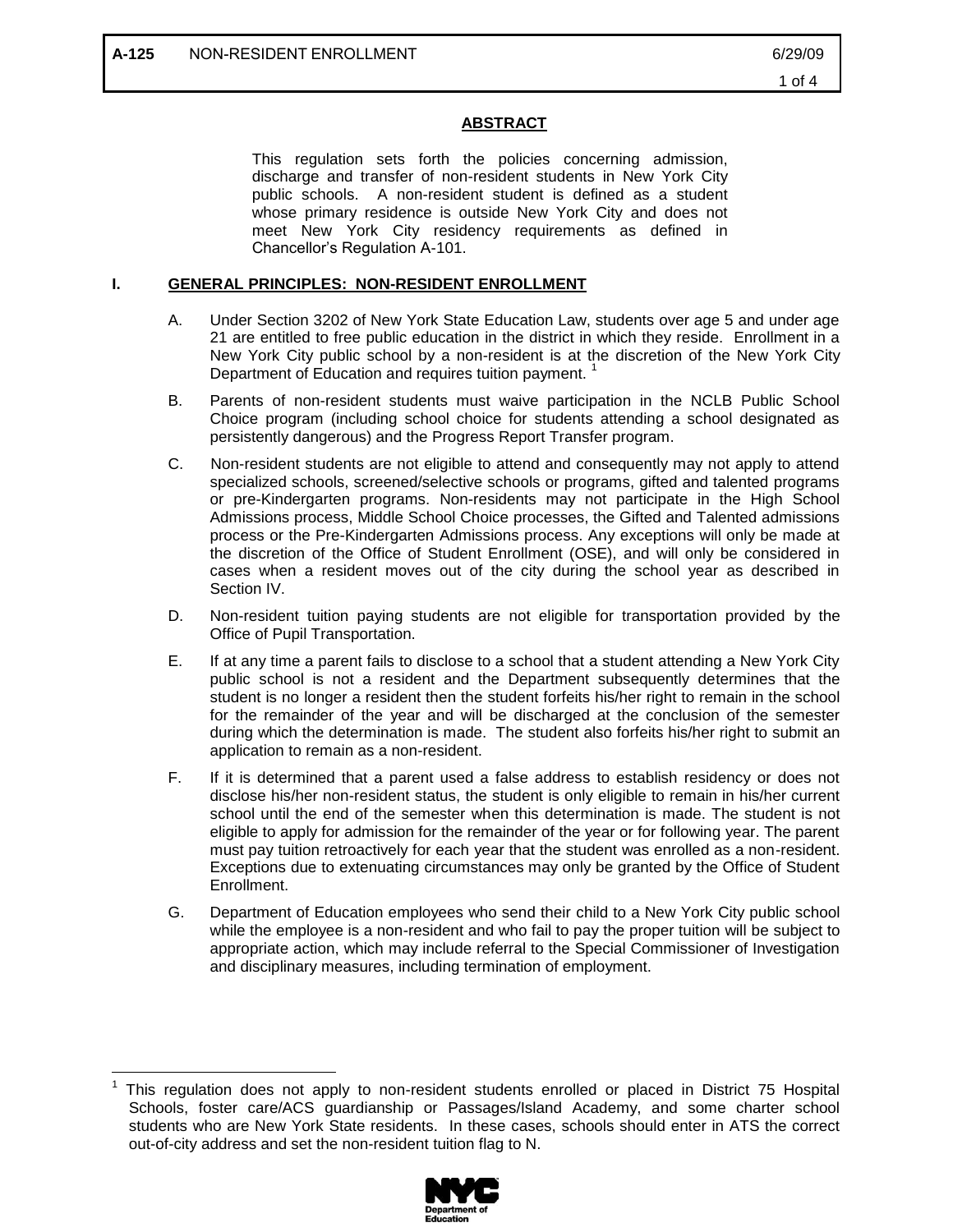## ABSTRACT

This regulation sets forth the policies concerning admission, discharge and transfer of non-resident students in New York City public schools. A non-resident student is defined as a student whose primary residence is outside New York City and does not meet New York City residency requirements as defined in Chancellor's Regulation A-101.

## I. GENERAL PRINCIPLES: NON-RESIDENT ENROLLMENT

A. Under Section 3202 of New York State Education Law, students over age 5 and under age 21 are entitled to free public education in the district in which they reside. Enrollment in a New York City public school by a non-resident is at the discretion of the New York City Department of Education and requires tuition payment. [1]

B. Parents of non-resident students must waive participation in the NCLB Public School Choice program (including school choice for students attending a school designated as persistently dangerous) and the Progress Report Transfer program.

C. Non-resident students are not eligible to attend and consequently may not apply to attend specialized schools, screened/selective schools or programs, gifted and talented programs or pre-Kindergarten programs. Non-residents may not participate in the High School Admissions process, Middle School Choice processes, the Gifted and Talented admissions process or the Pre-Kindergarten Admissions process. Any exceptions will only be made at the discretion of the Office of Student Enrollment (OSE), and will only be considered in cases when a resident moves out of the city during the school year as described in Section IV.

D. Non-resident tuition paying students are not eligible for transportation provided by the Office of Pupil Transportation.

E. If at any time a parent fails to disclose to a school that a student attending a New York City public school is not a resident and the Department subsequently determines that the student is no longer a resident then the student forfeits his/her right to remain in the school for the remainder of the year and will be discharged at the conclusion of the semester during which the determination is made. The student also forfeits his/her right to submit an application to remain as a non-resident.

F. If it is determined that a parent used a false address to establish residency or does not disclose his/her non-resident status, the student is only eligible to remain in his/her current school until the end of the semester when this determination is made. The student is not eligible to apply for admission for the remainder of the year or for following year. The parent must pay tuition retroactively for each year that the student was enrolled as a non-resident. Exceptions due to extenuating circumstances may only be granted by the Office of Student Enrollment.

G. Department of Education employees who send their child to a New York City public school while the employee is a non-resident and who fail to pay the proper tuition will be subject to appropriate action, which may include referral to the Special Commissioner of Investigation and disciplinary measures, including termination of employment.

---

[1] This regulation does not apply to non-resident students enrolled or placed in District 75 Hospital Schools, foster care/ACS guardianship or Passages/Island Academy, and some charter school students who are New York State residents. In these cases, schools should enter in ATS the correct out-of-city address and set the non-resident tuition flag to N.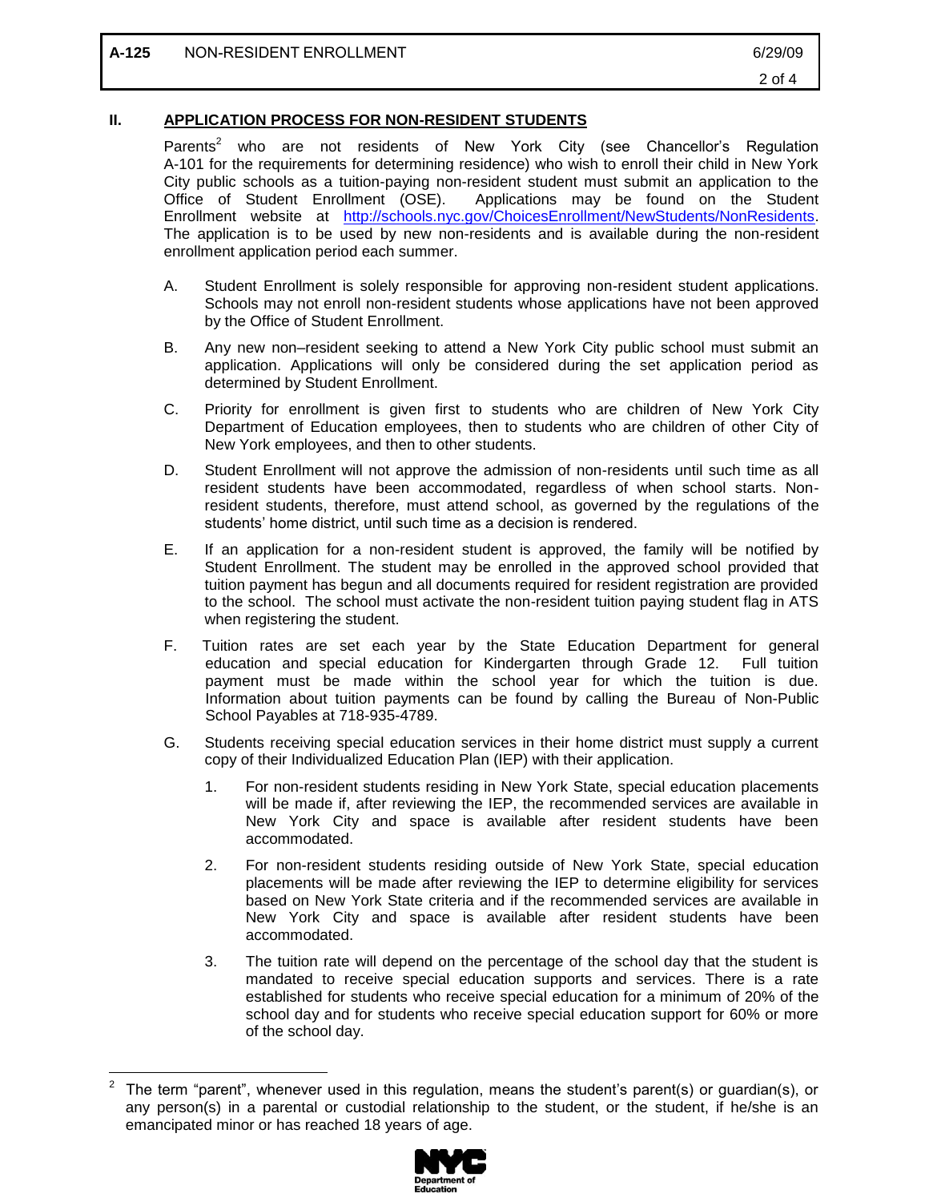## II. APPLICATION PROCESS FOR NON-RESIDENT STUDENTS

Parents[2] who are not residents of New York City (see Chancellor's Regulation A-101 for the requirements for determining residence) who wish to enroll their child in New York City public schools as a tuition-paying non-resident student must submit an application to the Office of Student Enrollment (OSE). Applications may be found on the Student Enrollment website at http://schools.nyc.gov/ChoicesEnrollment/NewStudents/NonResidents. The application is to be used by new non-residents and is available during the non-resident enrollment application period each summer.

A. Student Enrollment is solely responsible for approving non-resident student applications. Schools may not enroll non-resident students whose applications have not been approved by the Office of Student Enrollment.

B. Any new non–resident seeking to attend a New York City public school must submit an application. Applications will only be considered during the set application period as determined by Student Enrollment.

C. Priority for enrollment is given first to students who are children of New York City Department of Education employees, then to students who are children of other City of New York employees, and then to other students.

D. Student Enrollment will not approve the admission of non-residents until such time as all resident students have been accommodated, regardless of when school starts. Non-resident students, therefore, must attend school, as governed by the regulations of the students' home district, until such time as a decision is rendered.

E. If an application for a non-resident student is approved, the family will be notified by Student Enrollment. The student may be enrolled in the approved school provided that tuition payment has begun and all documents required for resident registration are provided to the school. The school must activate the non-resident tuition paying student flag in ATS when registering the student.

F. Tuition rates are set each year by the State Education Department for general education and special education for Kindergarten through Grade 12. Full tuition payment must be made within the school year for which the tuition is due. Information about tuition payments can be found by calling the Bureau of Non-Public School Payables at 718-935-4789.

G. Students receiving special education services in their home district must supply a current copy of their Individualized Education Plan (IEP) with their application.

1. For non-resident students residing in New York State, special education placements will be made if, after reviewing the IEP, the recommended services are available in New York City and space is available after resident students have been accommodated.

2. For non-resident students residing outside of New York State, special education placements will be made after reviewing the IEP to determine eligibility for services based on New York State criteria and if the recommended services are available in New York City and space is available after resident students have been accommodated.

3. The tuition rate will depend on the percentage of the school day that the student is mandated to receive special education supports and services. There is a rate established for students who receive special education for a minimum of 20% of the school day and for students who receive special education support for 60% or more of the school day.

---

[2] The term "parent", whenever used in this regulation, means the student's parent(s) or guardian(s), or any person(s) in a parental or custodial relationship to the student, or the student, if he/she is an emancipated minor or has reached 18 years of age.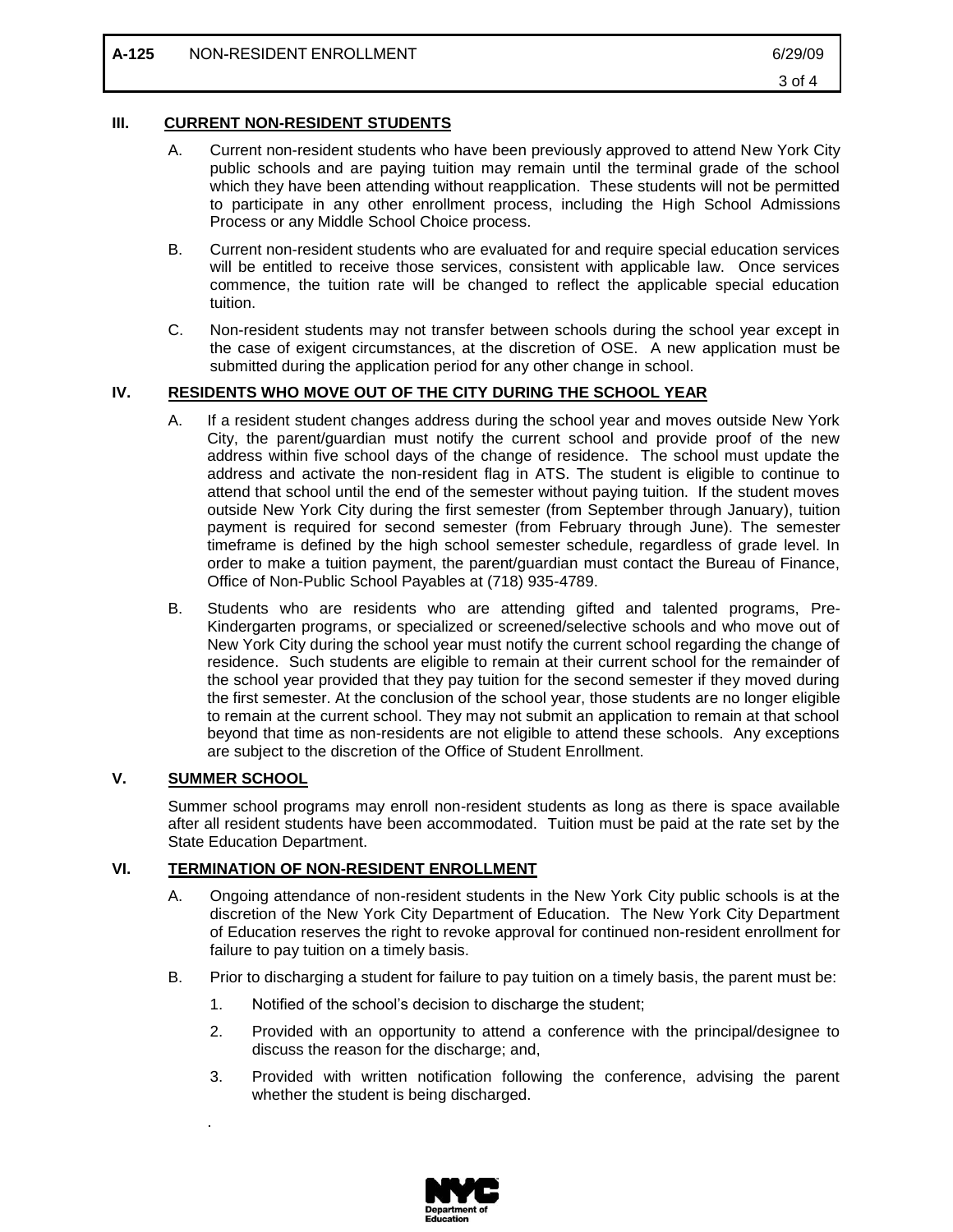## III. CURRENT NON-RESIDENT STUDENTS

A. Current non-resident students who have been previously approved to attend New York City public schools and are paying tuition may remain until the terminal grade of the school which they have been attending without reapplication. These students will not be permitted to participate in any other enrollment process, including the High School Admissions Process or any Middle School Choice process.

B. Current non-resident students who are evaluated for and require special education services will be entitled to receive those services, consistent with applicable law. Once services commence, the tuition rate will be changed to reflect the applicable special education tuition.

C. Non-resident students may not transfer between schools during the school year except in the case of exigent circumstances, at the discretion of OSE. A new application must be submitted during the application period for any other change in school.

## IV. RESIDENTS WHO MOVE OUT OF THE CITY DURING THE SCHOOL YEAR

A. If a resident student changes address during the school year and moves outside New York City, the parent/guardian must notify the current school and provide proof of the new address within five school days of the change of residence. The school must update the address and activate the non-resident flag in ATS. The student is eligible to continue to attend that school until the end of the semester without paying tuition. If the student moves outside New York City during the first semester (from September through January), tuition payment is required for second semester (from February through June). The semester timeframe is defined by the high school semester schedule, regardless of grade level. In order to make a tuition payment, the parent/guardian must contact the Bureau of Finance, Office of Non-Public School Payables at (718) 935-4789.

B. Students who are residents who are attending gifted and talented programs, Pre-Kindergarten programs, or specialized or screened/selective schools and who move out of New York City during the school year must notify the current school regarding the change of residence. Such students are eligible to remain at their current school for the remainder of the school year provided that they pay tuition for the second semester if they moved during the first semester. At the conclusion of the school year, those students are no longer eligible to remain at the current school. They may not submit an application to remain at that school beyond that time as non-residents are not eligible to attend these schools. Any exceptions are subject to the discretion of the Office of Student Enrollment.

## V. SUMMER SCHOOL

Summer school programs may enroll non-resident students as long as there is space available after all resident students have been accommodated. Tuition must be paid at the rate set by the State Education Department.

## VI. TERMINATION OF NON-RESIDENT ENROLLMENT

A. Ongoing attendance of non-resident students in the New York City public schools is at the discretion of the New York City Department of Education. The New York City Department of Education reserves the right to revoke approval for continued non-resident enrollment for failure to pay tuition on a timely basis.

B. Prior to discharging a student for failure to pay tuition on a timely basis, the parent must be:

1. Notified of the school's decision to discharge the student;

2. Provided with an opportunity to attend a conference with the principal/designee to discuss the reason for the discharge; and,

3. Provided with written notification following the conference, advising the parent whether the student is being discharged.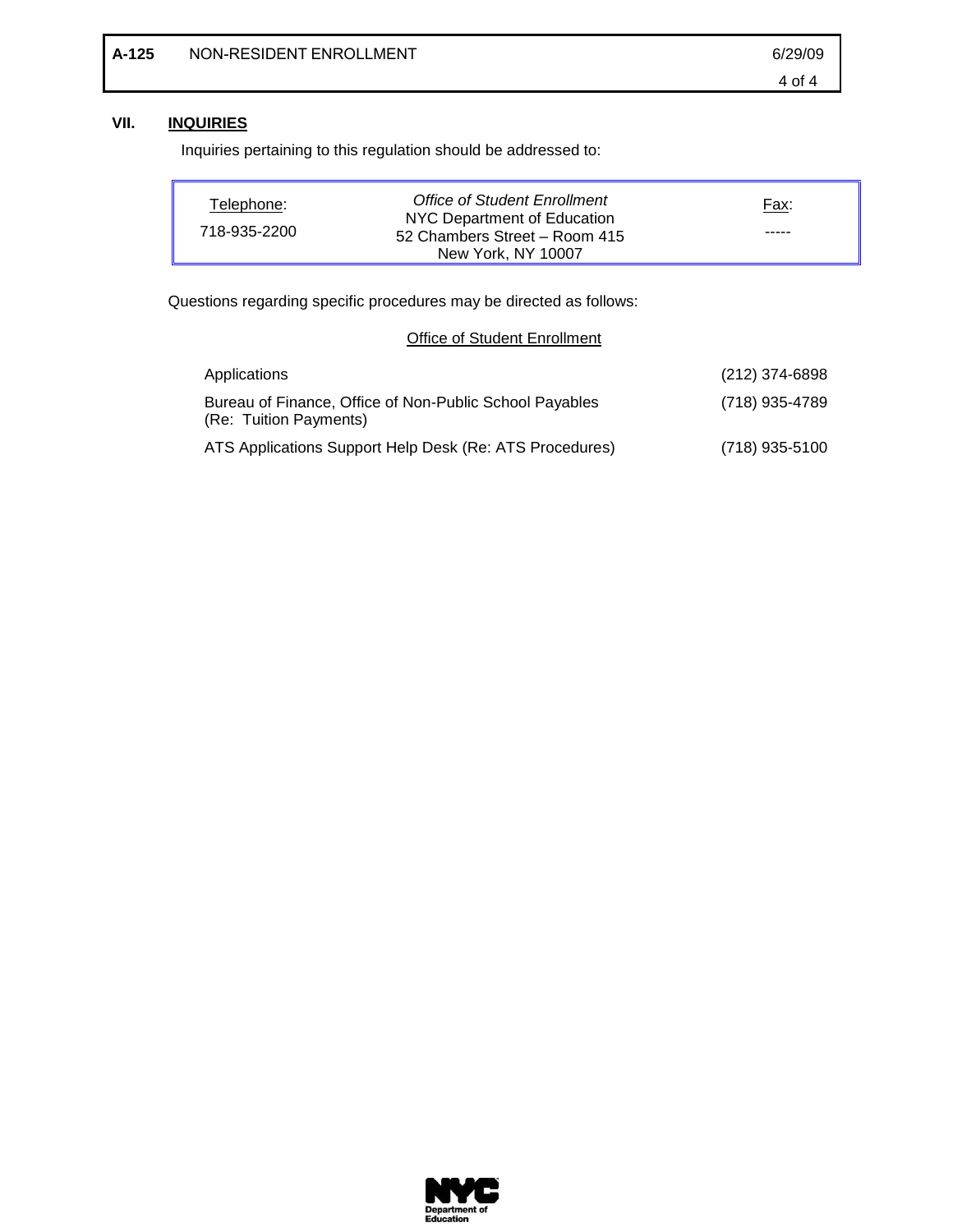## VII. INQUIRIES

Inquiries pertaining to this regulation should be addressed to:

| Telephone: | *Office of Student Enrollment* | Fax: |
| --- | --- | --- |
| 718-935-2200 | NYC Department of Education<br>52 Chambers Street – Room 415<br>New York, NY 10007 | ----- |

Questions regarding specific procedures may be directed as follows:

Office of Student Enrollment

| | |
| --- | --- |
| Applications | (212) 374-6898 |
| Bureau of Finance, Office of Non-Public School Payables (Re: Tuition Payments) | (718) 935-4789 |
| ATS Applications Support Help Desk (Re: ATS Procedures) | (718) 935-5100 |